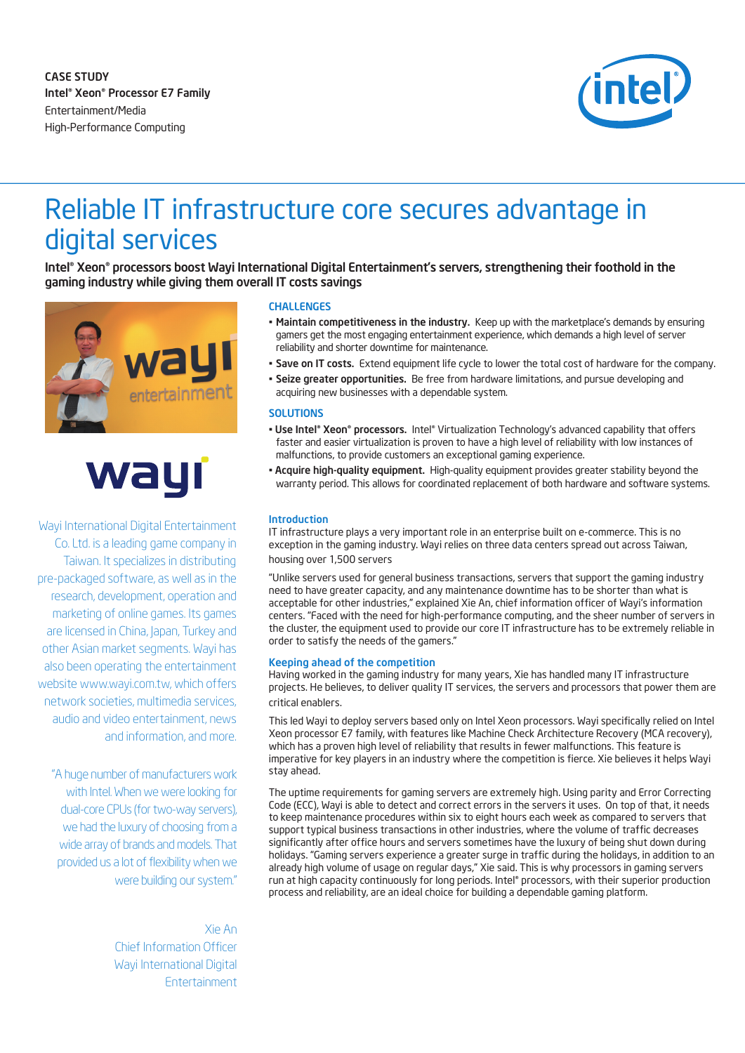CASE STUDY
**Intel® Xeon® Processor E7 Family**
Entertainment/Media
High-Performance Computing

# Reliable IT infrastructure core secures advantage in digital services

**Intel® Xeon® processors boost Wayi International Digital Entertainment's servers, strengthening their foothold in the gaming industry while giving them overall IT costs savings**

Wayi International Digital Entertainment Co. Ltd. is a leading game company in Taiwan. It specializes in distributing pre-packaged software, as well as in the research, development, operation and marketing of online games. Its games are licensed in China, Japan, Turkey and other Asian market segments. Wayi has also been operating the entertainment website www.wayi.com.tw, which offers network societies, multimedia services, audio and video entertainment, news and information, and more.

"A huge number of manufacturers work with Intel. When we were looking for dual-core CPUs (for two-way servers), we had the luxury of choosing from a wide array of brands and models. That provided us a lot of flexibility when we were building our system."

Xie An
Chief Information Officer
Wayi International Digital Entertainment

## CHALLENGES

- **Maintain competitiveness in the industry.** Keep up with the marketplace's demands by ensuring gamers get the most engaging entertainment experience, which demands a high level of server reliability and shorter downtime for maintenance.
- **Save on IT costs.** Extend equipment life cycle to lower the total cost of hardware for the company.
- **Seize greater opportunities.** Be free from hardware limitations, and pursue developing and acquiring new businesses with a dependable system.

## SOLUTIONS

- **Use Intel® Xeon® processors.** Intel® Virtualization Technology's advanced capability that offers faster and easier virtualization is proven to have a high level of reliability with low instances of malfunctions, to provide customers an exceptional gaming experience.
- **Acquire high-quality equipment.** High-quality equipment provides greater stability beyond the warranty period. This allows for coordinated replacement of both hardware and software systems.

## Introduction

IT infrastructure plays a very important role in an enterprise built on e-commerce. This is no exception in the gaming industry. Wayi relies on three data centers spread out across Taiwan, housing over 1,500 servers

"Unlike servers used for general business transactions, servers that support the gaming industry need to have greater capacity, and any maintenance downtime has to be shorter than what is acceptable for other industries," explained Xie An, chief information officer of Wayi's information centers. "Faced with the need for high-performance computing, and the sheer number of servers in the cluster, the equipment used to provide our core IT infrastructure has to be extremely reliable in order to satisfy the needs of the gamers."

## Keeping ahead of the competition

Having worked in the gaming industry for many years, Xie has handled many IT infrastructure projects. He believes, to deliver quality IT services, the servers and processors that power them are critical enablers.

This led Wayi to deploy servers based only on Intel Xeon processors. Wayi specifically relied on Intel Xeon processor E7 family, with features like Machine Check Architecture Recovery (MCA recovery), which has a proven high level of reliability that results in fewer malfunctions. This feature is imperative for key players in an industry where the competition is fierce. Xie believes it helps Wayi stay ahead.

The uptime requirements for gaming servers are extremely high. Using parity and Error Correcting Code (ECC), Wayi is able to detect and correct errors in the servers it uses. On top of that, it needs to keep maintenance procedures within six to eight hours each week as compared to servers that support typical business transactions in other industries, where the volume of traffic decreases significantly after office hours and servers sometimes have the luxury of being shut down during holidays. "Gaming servers experience a greater surge in traffic during the holidays, in addition to an already high volume of usage on regular days," Xie said. This is why processors in gaming servers run at high capacity continuously for long periods. Intel® processors, with their superior production process and reliability, are an ideal choice for building a dependable gaming platform.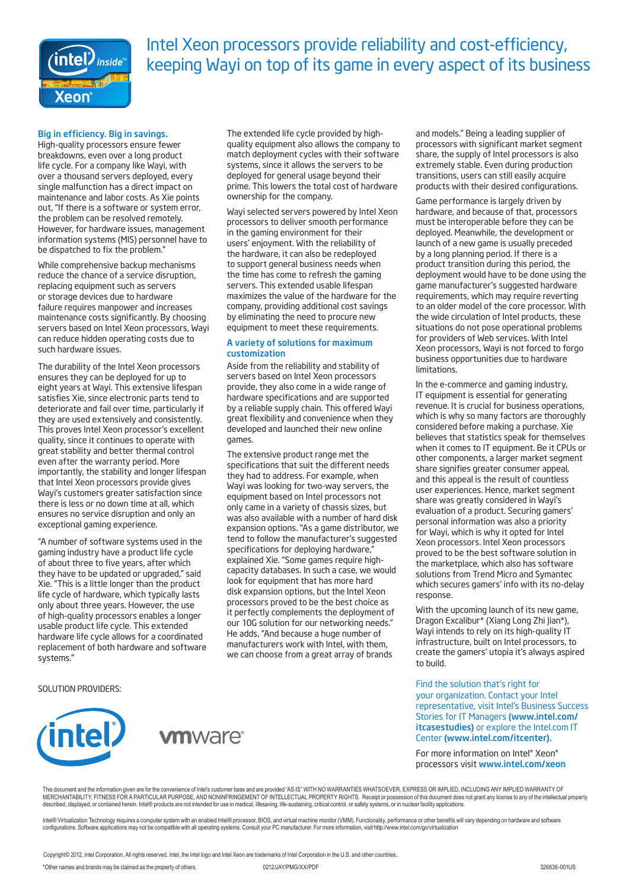# Intel Xeon processors provide reliability and cost-efficiency, keeping Wayi on top of its game in every aspect of its business

## Big in efficiency. Big in savings.

High-quality processors ensure fewer breakdowns, even over a long product life cycle. For a company like Wayi, with over a thousand servers deployed, every single malfunction has a direct impact on maintenance and labor costs. As Xie points out, "If there is a software or system error, the problem can be resolved remotely. However, for hardware issues, management information systems (MIS) personnel have to be dispatched to fix the problem."

While comprehensive backup mechanisms reduce the chance of a service disruption, replacing equipment such as servers or storage devices due to hardware failure requires manpower and increases maintenance costs significantly. By choosing servers based on Intel Xeon processors, Wayi can reduce hidden operating costs due to such hardware issues.

The durability of the Intel Xeon processors ensures they can be deployed for up to eight years at Wayi. This extensive lifespan satisfies Xie, since electronic parts tend to deteriorate and fail over time, particularly if they are used extensively and consistently. This proves Intel Xeon processor's excellent quality, since it continues to operate with great stability and better thermal control even after the warranty period. More importantly, the stability and longer lifespan that Intel Xeon processors provide gives Wayi's customers greater satisfaction since there is less or no down time at all, which ensures no service disruption and only an exceptional gaming experience.

"A number of software systems used in the gaming industry have a product life cycle of about three to five years, after which they have to be updated or upgraded," said Xie. "This is a little longer than the product life cycle of hardware, which typically lasts only about three years. However, the use of high-quality processors enables a longer usable product life cycle. This extended hardware life cycle allows for a coordinated replacement of both hardware and software systems."

The extended life cycle provided by high-quality equipment also allows the company to match deployment cycles with their software systems, since it allows the servers to be deployed for general usage beyond their prime. This lowers the total cost of hardware ownership for the company.

Wayi selected servers powered by Intel Xeon processors to deliver smooth performance in the gaming environment for their users' enjoyment. With the reliability of the hardware, it can also be redeployed to support general business needs when the time has come to refresh the gaming servers. This extended usable lifespan maximizes the value of the hardware for the company, providing additional cost savings by eliminating the need to procure new equipment to meet these requirements.

## A variety of solutions for maximum customization

Aside from the reliability and stability of servers based on Intel Xeon processors provide, they also come in a wide range of hardware specifications and are supported by a reliable supply chain. This offered Wayi great flexibility and convenience when they developed and launched their new online games.

The extensive product range met the specifications that suit the different needs they had to address. For example, when Wayi was looking for two-way servers, the equipment based on Intel processors not only came in a variety of chassis sizes, but was also available with a number of hard disk expansion options. "As a game distributor, we tend to follow the manufacturer's suggested specifications for deploying hardware," explained Xie. "Some games require high-capacity databases. In such a case, we would look for equipment that has more hard disk expansion options, but the Intel Xeon processors proved to be the best choice as it perfectly complements the deployment of our 10G solution for our networking needs." He adds, "And because a huge number of manufacturers work with Intel, with them, we can choose from a great array of brands and models." Being a leading supplier of processors with significant market segment share, the supply of Intel processors is also extremely stable. Even during production transitions, users can still easily acquire products with their desired configurations.

Game performance is largely driven by hardware, and because of that, processors must be interoperable before they can be deployed. Meanwhile, the development or launch of a new game is usually preceded by a long planning period. If there is a product transition during this period, the deployment would have to be done using the game manufacturer's suggested hardware requirements, which may require reverting to an older model of the core processor. With the wide circulation of Intel products, these situations do not pose operational problems for providers of Web services. With Intel Xeon processors, Wayi is not forced to forgo business opportunities due to hardware limitations.

In the e-commerce and gaming industry, IT equipment is essential for generating revenue. It is crucial for business operations, which is why so many factors are thoroughly considered before making a purchase. Xie believes that statistics speak for themselves when it comes to IT equipment. Be it CPUs or other components, a larger market segment share signifies greater consumer appeal, and this appeal is the result of countless user experiences. Hence, market segment share was greatly considered in Wayi's evaluation of a product. Securing gamers' personal information was also a priority for Wayi, which is why it opted for Intel Xeon processors. Intel Xeon processors proved to be the best software solution in the marketplace, which also has software solutions from Trend Micro and Symantec which secures gamers' info with its no-delay response.

With the upcoming launch of its new game, Dragon Excalibur* (Xiang Long Zhi Jian*), Wayi intends to rely on its high-quality IT infrastructure, built on Intel processors, to create the gamers' utopia it's always aspired to build.

Find the solution that's right for your organization. Contact your Intel representative, visit Intel's Business Success Stories for IT Managers **(www.intel.com/itcasestudies)** or explore the Intel.com IT Center **(www.intel.com/itcenter).**

For more information on Intel® Xeon® processors visit **www.intel.com/xeon**

SOLUTION PROVIDERS:

intel

vmware

This document and the information given are for the convenience of Intel's customer base and are provided "AS IS" WITH NO WARRANTIES WHATSOEVER, EXPRESS OR IMPLIED, INCLUDING ANY IMPLIED WARRANTY OF MERCHANTABILITY, FITNESS FOR A PARTICULAR PURPOSE, AND NONINFRINGEMENT OF INTELLECTUAL PROPERTY RIGHTS. Receipt or possession of this document does not grant any license to any of the intellectual property described, displayed, or contained herein. Intel® products are not intended for use in medical, lifesaving, life-sustaining, critical control, or safety systems, or in nuclear facility applications.

Intel® Virtualization Technology requires a computer system with an enabled Intel® processor, BIOS, and virtual machine monitor (VMM). Functionality, performance or other benefits will vary depending on hardware and software configurations. Software applications may not be compatible with all operating systems. Consult your PC manufacturer. For more information, visit http://www.intel.com/go/virtualization

Copyright© 2012, Intel Corporation. All rights reserved. Intel, the Intel logo and Intel Xeon are trademarks of Intel Corporation in the U.S. and other countries..

*Other names and brands may be claimed as the property of others. 0212/JAY/PMG/XX/PDF 326836-001US